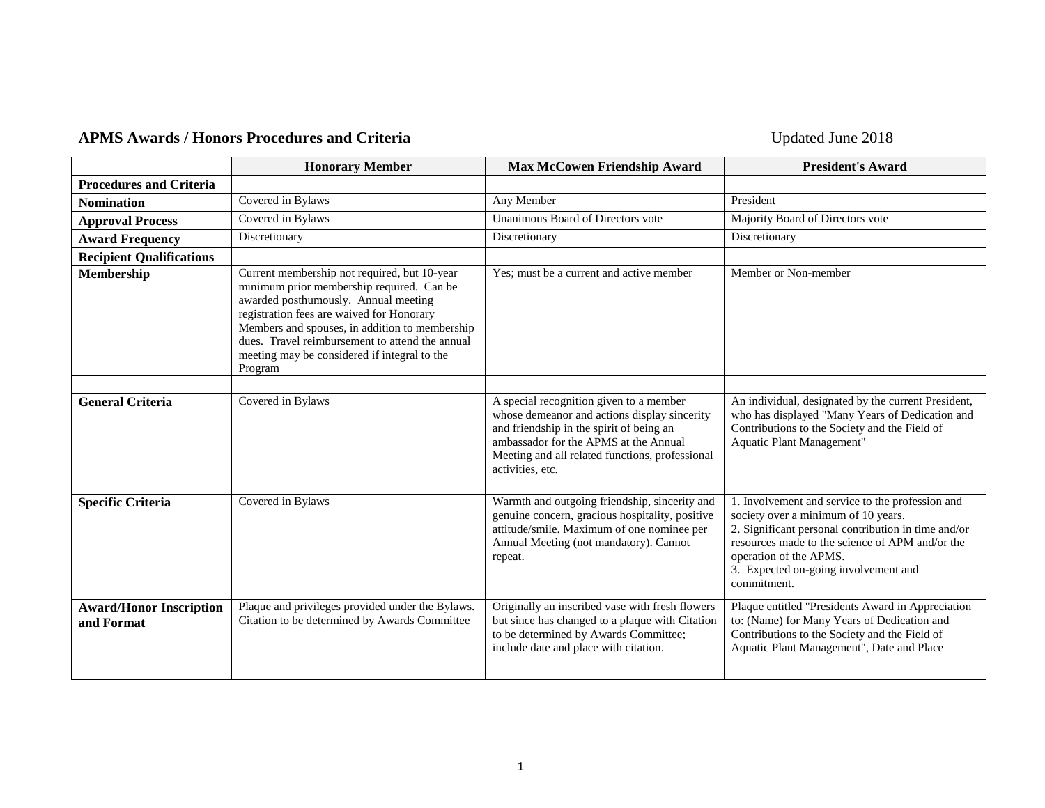## APMS Awards / Honors Procedures and Criteria

Updated June 2018

| | Honorary Member | Max McCowen Friendship Award | President's Award |
|---|---|---|---|
| **Procedures and Criteria** | | | |
| **Nomination** | Covered in Bylaws | Any Member | President |
| **Approval Process** | Covered in Bylaws | Unanimous Board of Directors vote | Majority Board of Directors vote |
| **Award Frequency** | Discretionary | Discretionary | Discretionary |
| **Recipient Qualifications** | | | |
| **Membership** | Current membership not required, but 10-year minimum prior membership required. Can be awarded posthumously. Annual meeting registration fees are waived for Honorary Members and spouses, in addition to membership dues. Travel reimbursement to attend the annual meeting may be considered if integral to the Program | Yes; must be a current and active member | Member or Non-member |
| | | | |
| **General Criteria** | Covered in Bylaws | A special recognition given to a member whose demeanor and actions display sincerity and friendship in the spirit of being an ambassador for the APMS at the Annual Meeting and all related functions, professional activities, etc. | An individual, designated by the current President, who has displayed "Many Years of Dedication and Contributions to the Society and the Field of Aquatic Plant Management" |
| | | | |
| **Specific Criteria** | Covered in Bylaws | Warmth and outgoing friendship, sincerity and genuine concern, gracious hospitality, positive attitude/smile. Maximum of one nominee per Annual Meeting (not mandatory). Cannot repeat. | 1. Involvement and service to the profession and society over a minimum of 10 years.<br>2. Significant personal contribution in time and/or resources made to the science of APM and/or the operation of the APMS.<br>3. Expected on-going involvement and commitment. |
| **Award/Honor Inscription and Format** | Plaque and privileges provided under the Bylaws. Citation to be determined by Awards Committee | Originally an inscribed vase with fresh flowers but since has changed to a plaque with Citation to be determined by Awards Committee; include date and place with citation. | Plaque entitled "Presidents Award in Appreciation to: (Name) for Many Years of Dedication and Contributions to the Society and the Field of Aquatic Plant Management", Date and Place |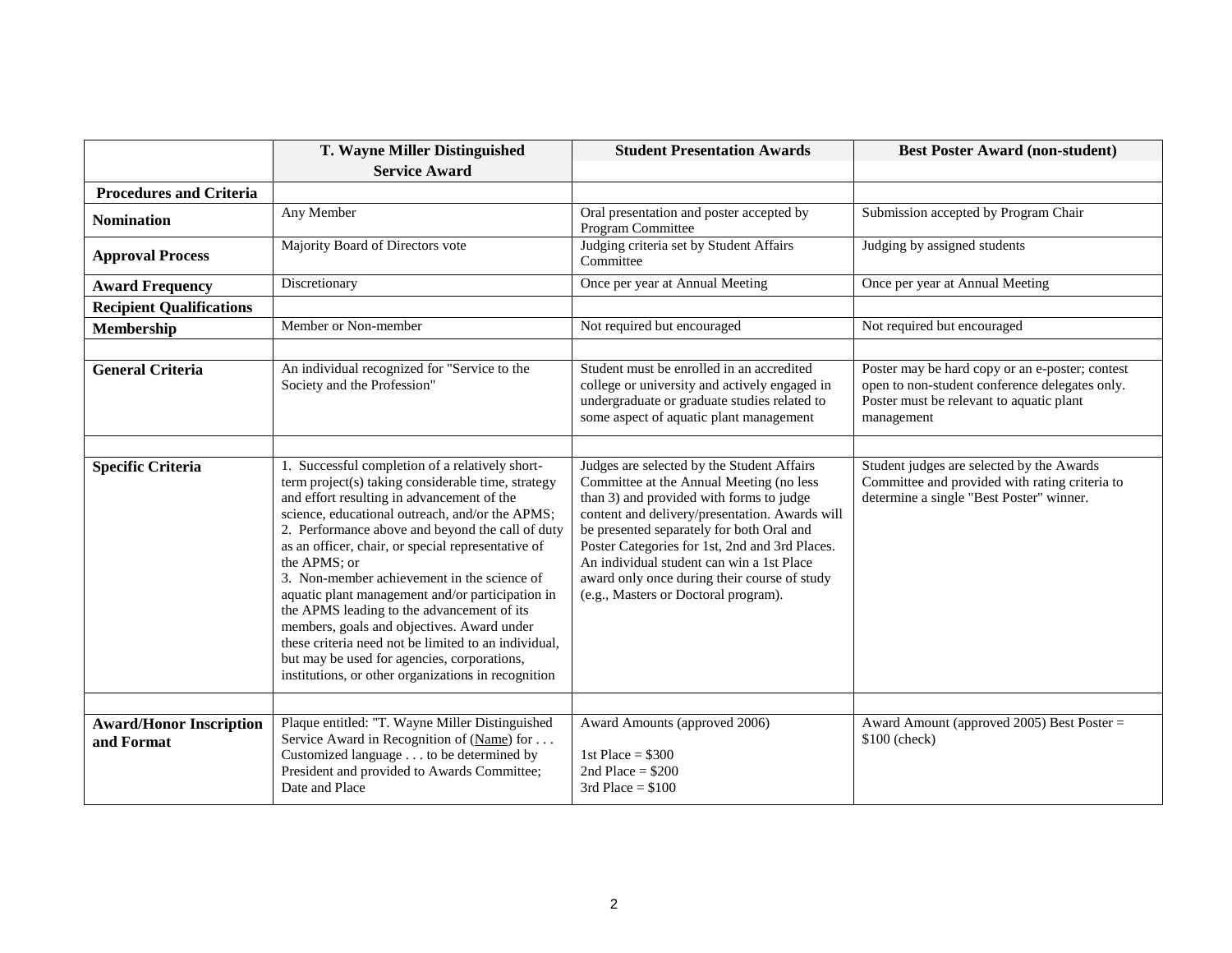| | T. Wayne Miller Distinguished Service Award | Student Presentation Awards | Best Poster Award (non-student) |
|---|---|---|---|
| **Procedures and Criteria** | | | |
| **Nomination** | Any Member | Oral presentation and poster accepted by Program Committee | Submission accepted by Program Chair |
| **Approval Process** | Majority Board of Directors vote | Judging criteria set by Student Affairs Committee | Judging by assigned students |
| **Award Frequency** | Discretionary | Once per year at Annual Meeting | Once per year at Annual Meeting |
| **Recipient Qualifications** | | | |
| **Membership** | Member or Non-member | Not required but encouraged | Not required but encouraged |
| | | | |
| **General Criteria** | An individual recognized for "Service to the Society and the Profession" | Student must be enrolled in an accredited college or university and actively engaged in undergraduate or graduate studies related to some aspect of aquatic plant management | Poster may be hard copy or an e-poster; contest open to non-student conference delegates only. Poster must be relevant to aquatic plant management |
| | | | |
| **Specific Criteria** | 1. Successful completion of a relatively short-term project(s) taking considerable time, strategy and effort resulting in advancement of the science, educational outreach, and/or the APMS; 2. Performance above and beyond the call of duty as an officer, chair, or special representative of the APMS; or 3. Non-member achievement in the science of aquatic plant management and/or participation in the APMS leading to the advancement of its members, goals and objectives. Award under these criteria need not be limited to an individual, but may be used for agencies, corporations, institutions, or other organizations in recognition | Judges are selected by the Student Affairs Committee at the Annual Meeting (no less than 3) and provided with forms to judge content and delivery/presentation. Awards will be presented separately for both Oral and Poster Categories for 1st, 2nd and 3rd Places. An individual student can win a 1st Place award only once during their course of study (e.g., Masters or Doctoral program). | Student judges are selected by the Awards Committee and provided with rating criteria to determine a single "Best Poster" winner. |
| | | | |
| **Award/Honor Inscription and Format** | Plaque entitled: "T. Wayne Miller Distinguished Service Award in Recognition of (Name) for . . . Customized language . . . to be determined by President and provided to Awards Committee; Date and Place | Award Amounts (approved 2006)<br><br>1st Place = $300<br>2nd Place = $200<br>3rd Place = $100 | Award Amount (approved 2005) Best Poster = $100 (check) |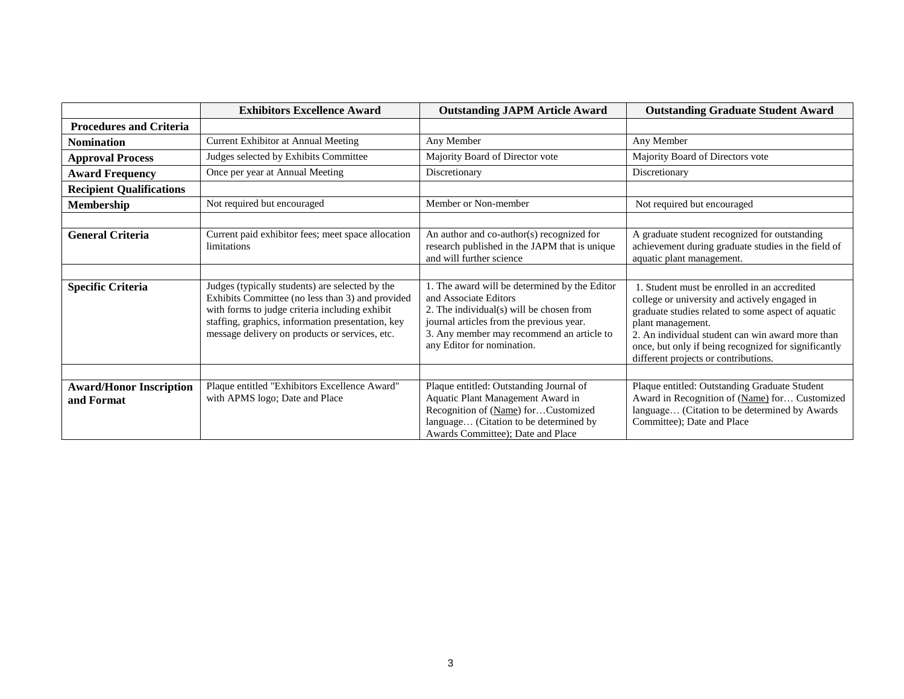| | **Exhibitors Excellence Award** | **Outstanding JAPM Article Award** | **Outstanding Graduate Student Award** |
|---|---|---|---|
| **Procedures and Criteria** | | | |
| **Nomination** | Current Exhibitor at Annual Meeting | Any Member | Any Member |
| **Approval Process** | Judges selected by Exhibits Committee | Majority Board of Director vote | Majority Board of Directors vote |
| **Award Frequency** | Once per year at Annual Meeting | Discretionary | Discretionary |
| **Recipient Qualifications** | | | |
| **Membership** | Not required but encouraged | Member or Non-member | Not required but encouraged |
| | | | |
| **General Criteria** | Current paid exhibitor fees; meet space allocation limitations | An author and co-author(s) recognized for research published in the JAPM that is unique and will further science | A graduate student recognized for outstanding achievement during graduate studies in the field of aquatic plant management. |
| | | | |
| **Specific Criteria** | Judges (typically students) are selected by the Exhibits Committee (no less than 3) and provided with forms to judge criteria including exhibit staffing, graphics, information presentation, key message delivery on products or services, etc. | 1. The award will be determined by the Editor and Associate Editors<br>2. The individual(s) will be chosen from journal articles from the previous year.<br>3. Any member may recommend an article to any Editor for nomination. | 1. Student must be enrolled in an accredited college or university and actively engaged in graduate studies related to some aspect of aquatic plant management.<br>2. An individual student can win award more than once, but only if being recognized for significantly different projects or contributions. |
| | | | |
| **Award/Honor Inscription and Format** | Plaque entitled "Exhibitors Excellence Award" with APMS logo; Date and Place | Plaque entitled: Outstanding Journal of Aquatic Plant Management Award in Recognition of (Name) for…Customized language… (Citation to be determined by Awards Committee); Date and Place | Plaque entitled: Outstanding Graduate Student Award in Recognition of (Name) for… Customized language… (Citation to be determined by Awards Committee); Date and Place |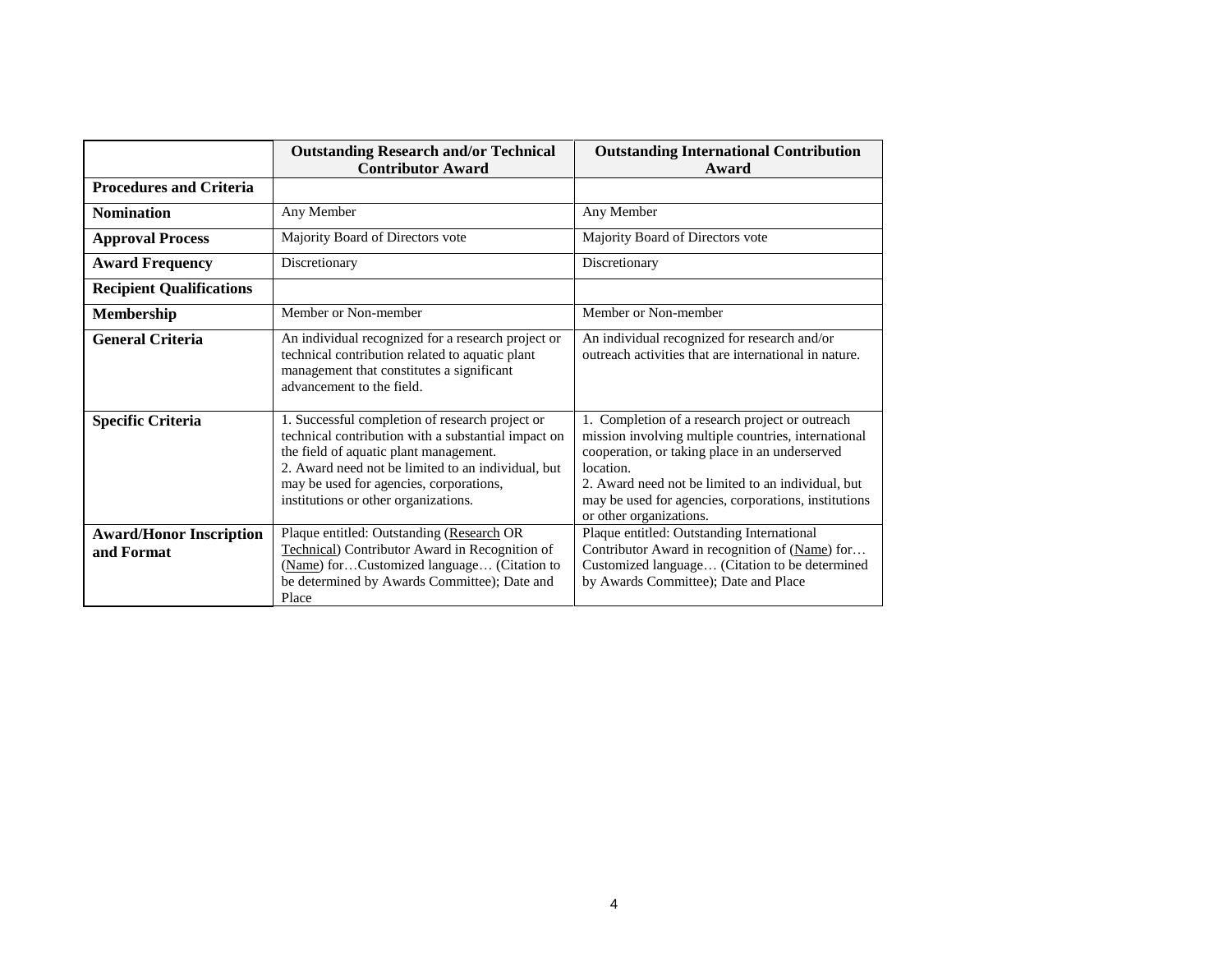| | Outstanding Research and/or Technical Contributor Award | Outstanding International Contribution Award |
|---|---|---|
| **Procedures and Criteria** | | |
| **Nomination** | Any Member | Any Member |
| **Approval Process** | Majority Board of Directors vote | Majority Board of Directors vote |
| **Award Frequency** | Discretionary | Discretionary |
| **Recipient Qualifications** | | |
| **Membership** | Member or Non-member | Member or Non-member |
| **General Criteria** | An individual recognized for a research project or technical contribution related to aquatic plant management that constitutes a significant advancement to the field. | An individual recognized for research and/or outreach activities that are international in nature. |
| **Specific Criteria** | 1. Successful completion of research project or technical contribution with a substantial impact on the field of aquatic plant management.<br>2. Award need not be limited to an individual, but may be used for agencies, corporations, institutions or other organizations. | 1. Completion of a research project or outreach mission involving multiple countries, international cooperation, or taking place in an underserved location.<br>2. Award need not be limited to an individual, but may be used for agencies, corporations, institutions or other organizations. |
| **Award/Honor Inscription and Format** | Plaque entitled: Outstanding (Research OR Technical) Contributor Award in Recognition of (Name) for…Customized language… (Citation to be determined by Awards Committee); Date and Place | Plaque entitled: Outstanding International Contributor Award in recognition of (Name) for… Customized language… (Citation to be determined by Awards Committee); Date and Place |